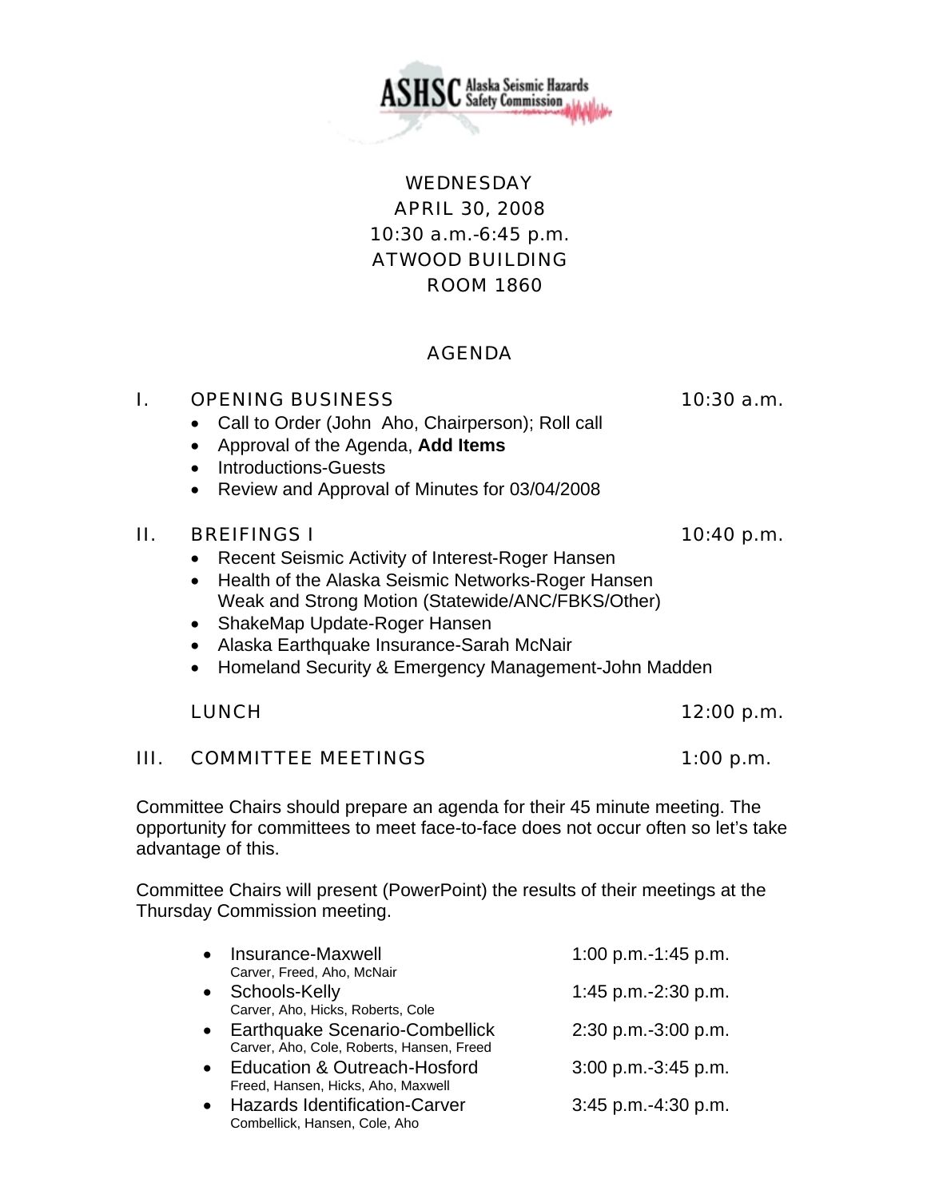ASHSC Alaska Seismic Hazards Safety Commission

WEDNESDAY
APRIL 30, 2008
10:30 a.m.-6:45 p.m.
ATWOOD BUILDING
ROOM 1860

# AGENDA

## I. OPENING BUSINESS — 10:30 a.m.

- Call to Order (John Aho, Chairperson); Roll call
- Approval of the Agenda, **Add Items**
- Introductions-Guests
- Review and Approval of Minutes for 03/04/2008

## II. BREIFINGS I — 10:40 p.m.

- Recent Seismic Activity of Interest-Roger Hansen
- Health of the Alaska Seismic Networks-Roger Hansen
  Weak and Strong Motion (Statewide/ANC/FBKS/Other)
- ShakeMap Update-Roger Hansen
- Alaska Earthquake Insurance-Sarah McNair
- Homeland Security & Emergency Management-John Madden

LUNCH — 12:00 p.m.

## III. COMMITTEE MEETINGS — 1:00 p.m.

Committee Chairs should prepare an agenda for their 45 minute meeting. The opportunity for committees to meet face-to-face does not occur often so let's take advantage of this.

Committee Chairs will present (PowerPoint) the results of their meetings at the Thursday Commission meeting.

- Insurance-Maxwell — 1:00 p.m.-1:45 p.m.
  Carver, Freed, Aho, McNair
- Schools-Kelly — 1:45 p.m.-2:30 p.m.
  Carver, Aho, Hicks, Roberts, Cole
- Earthquake Scenario-Combellick — 2:30 p.m.-3:00 p.m.
  Carver, Aho, Cole, Roberts, Hansen, Freed
- Education & Outreach-Hosford — 3:00 p.m.-3:45 p.m.
  Freed, Hansen, Hicks, Aho, Maxwell
- Hazards Identification-Carver — 3:45 p.m.-4:30 p.m.
  Combellick, Hansen, Cole, Aho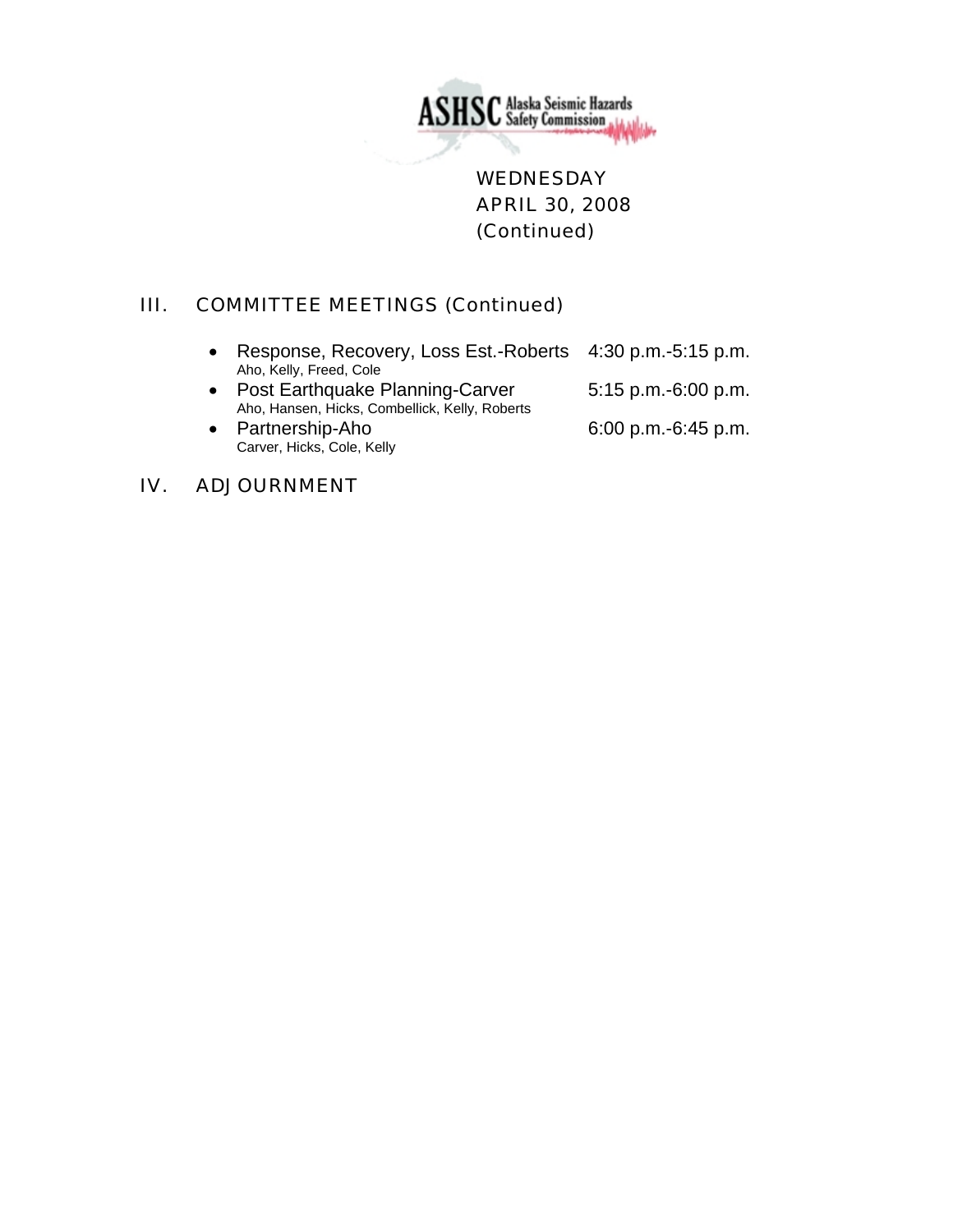ASHSC Alaska Seismic Hazards Safety Commission

WEDNESDAY
APRIL 30, 2008
(Continued)

## III. COMMITTEE MEETINGS (Continued)

- Response, Recovery, Loss Est.-Roberts 4:30 p.m.-5:15 p.m.
  Aho, Kelly, Freed, Cole
- Post Earthquake Planning-Carver 5:15 p.m.-6:00 p.m.
  Aho, Hansen, Hicks, Combellick, Kelly, Roberts
- Partnership-Aho 6:00 p.m.-6:45 p.m.
  Carver, Hicks, Cole, Kelly

## IV. ADJOURNMENT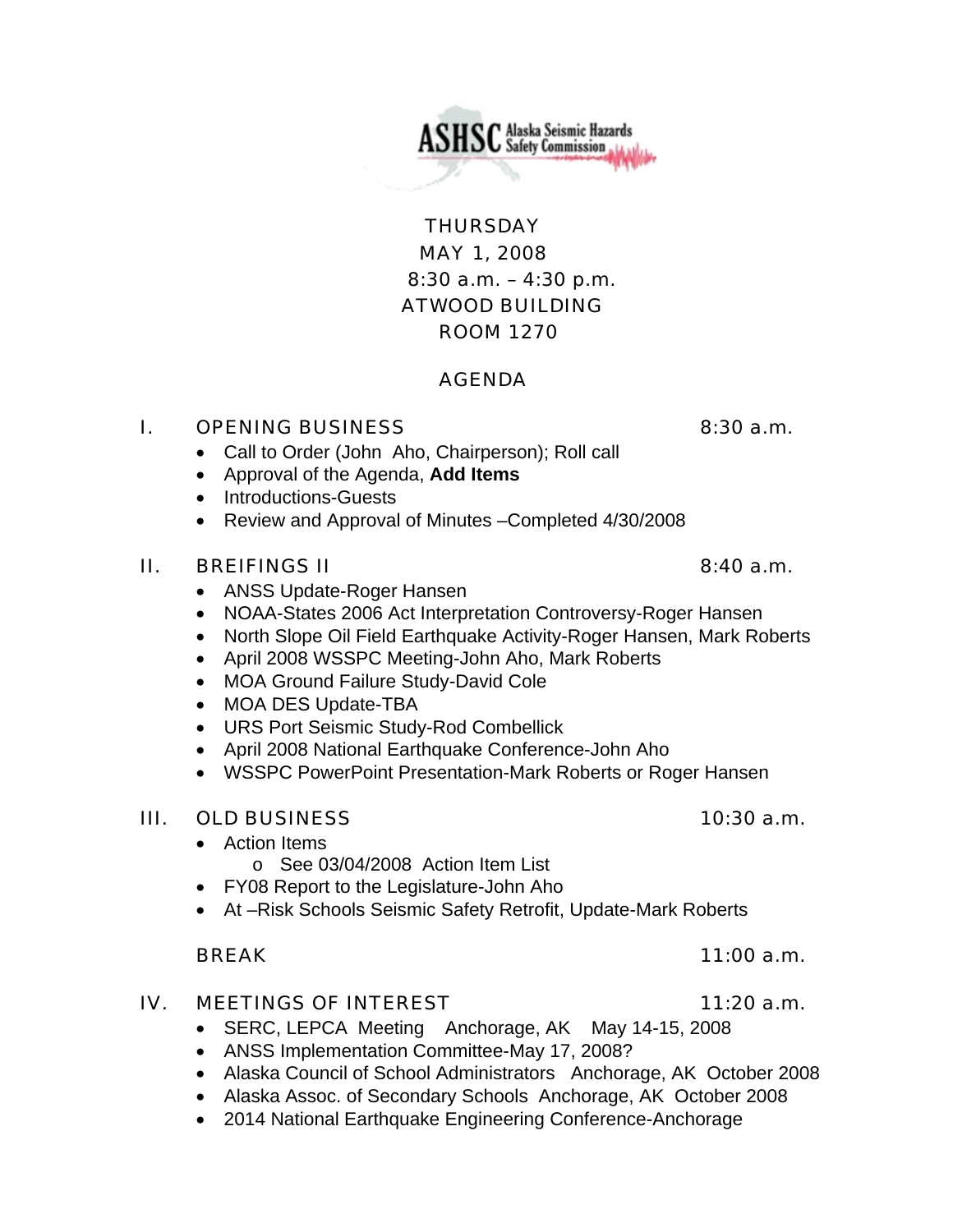**ASHSC Alaska Seismic Hazards Safety Commission**

THURSDAY
MAY 1, 2008
8:30 a.m. – 4:30 p.m.
ATWOOD BUILDING
ROOM 1270

AGENDA

I. OPENING BUSINESS 8:30 a.m.

- Call to Order (John Aho, Chairperson); Roll call
- Approval of the Agenda, **Add Items**
- Introductions-Guests
- Review and Approval of Minutes –Completed 4/30/2008

II. BREIFINGS II 8:40 a.m.

- ANSS Update-Roger Hansen
- NOAA-States 2006 Act Interpretation Controversy-Roger Hansen
- North Slope Oil Field Earthquake Activity-Roger Hansen, Mark Roberts
- April 2008 WSSPC Meeting-John Aho, Mark Roberts
- MOA Ground Failure Study-David Cole
- MOA DES Update-TBA
- URS Port Seismic Study-Rod Combellick
- April 2008 National Earthquake Conference-John Aho
- WSSPC PowerPoint Presentation-Mark Roberts or Roger Hansen

III. OLD BUSINESS 10:30 a.m.

- Action Items
  - o See 03/04/2008 Action Item List
- FY08 Report to the Legislature-John Aho
- At –Risk Schools Seismic Safety Retrofit, Update-Mark Roberts

BREAK 11:00 a.m.

IV. MEETINGS OF INTEREST 11:20 a.m.

- SERC, LEPCA Meeting Anchorage, AK May 14-15, 2008
- ANSS Implementation Committee-May 17, 2008?
- Alaska Council of School Administrators Anchorage, AK October 2008
- Alaska Assoc. of Secondary Schools Anchorage, AK October 2008
- 2014 National Earthquake Engineering Conference-Anchorage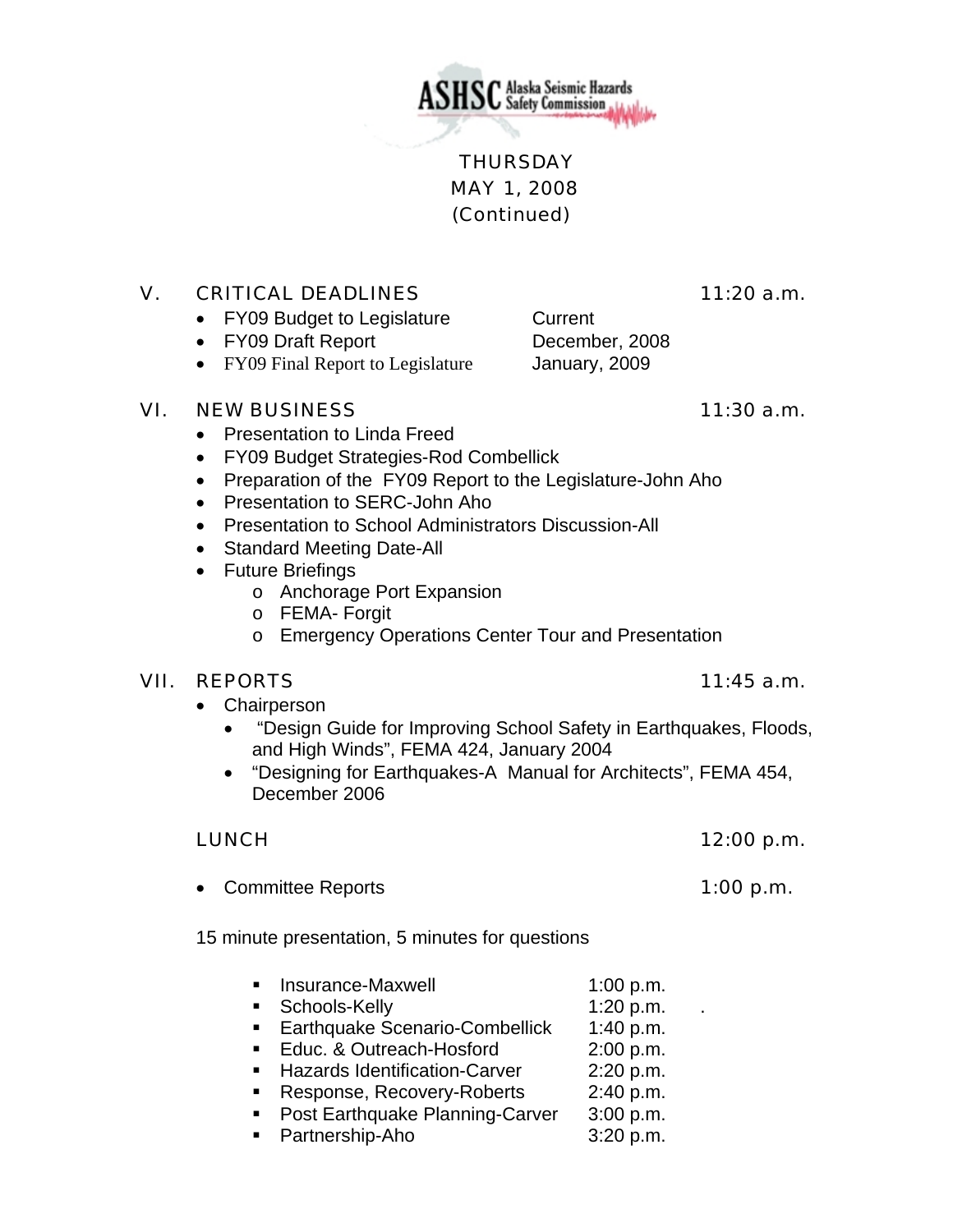ASHSC Alaska Seismic Hazards Safety Commission

THURSDAY
MAY 1, 2008
(Continued)

## V. CRITICAL DEADLINES — 11:20 a.m.

- FY09 Budget to Legislature — Current
- FY09 Draft Report — December, 2008
- FY09 Final Report to Legislature — January, 2009

## VI. NEW BUSINESS — 11:30 a.m.

- Presentation to Linda Freed
- FY09 Budget Strategies-Rod Combellick
- Preparation of the FY09 Report to the Legislature-John Aho
- Presentation to SERC-John Aho
- Presentation to School Administrators Discussion-All
- Standard Meeting Date-All
- Future Briefings
  - Anchorage Port Expansion
  - FEMA- Forgit
  - Emergency Operations Center Tour and Presentation

## VII. REPORTS — 11:45 a.m.

- Chairperson
  - "Design Guide for Improving School Safety in Earthquakes, Floods, and High Winds", FEMA 424, January 2004
  - "Designing for Earthquakes-A Manual for Architects", FEMA 454, December 2006

LUNCH — 12:00 p.m.

- Committee Reports — 1:00 p.m.

15 minute presentation, 5 minutes for questions

- Insurance-Maxwell — 1:00 p.m.
- Schools-Kelly — 1:20 p.m.
- Earthquake Scenario-Combellick — 1:40 p.m.
- Educ. & Outreach-Hosford — 2:00 p.m.
- Hazards Identification-Carver — 2:20 p.m.
- Response, Recovery-Roberts — 2:40 p.m.
- Post Earthquake Planning-Carver — 3:00 p.m.
- Partnership-Aho — 3:20 p.m.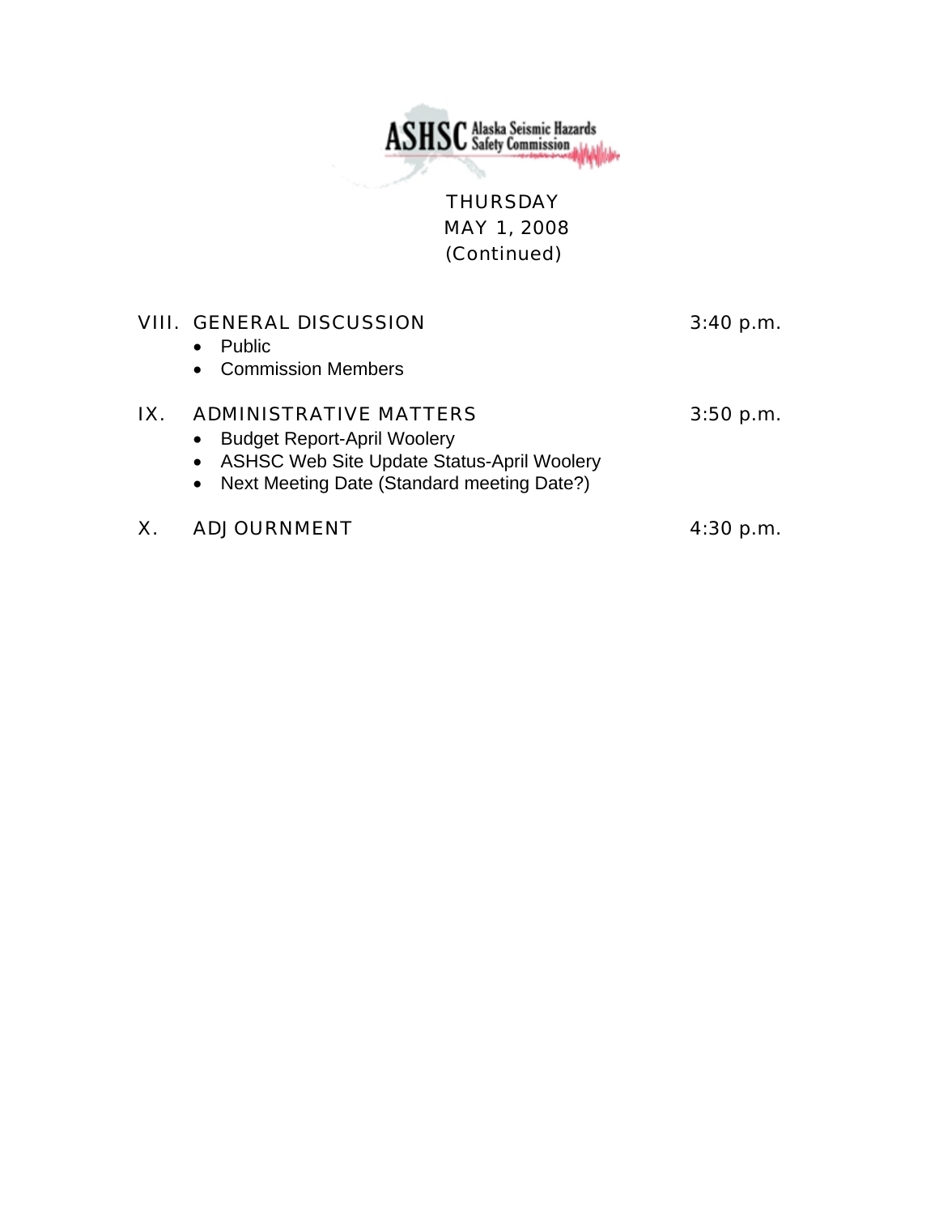ASHSC Alaska Seismic Hazards Safety Commission

THURSDAY
MAY 1, 2008
(Continued)

VIII. GENERAL DISCUSSION 3:40 p.m.

- Public
- Commission Members

IX. ADMINISTRATIVE MATTERS 3:50 p.m.

- Budget Report-April Woolery
- ASHSC Web Site Update Status-April Woolery
- Next Meeting Date (Standard meeting Date?)

X. ADJOURNMENT 4:30 p.m.